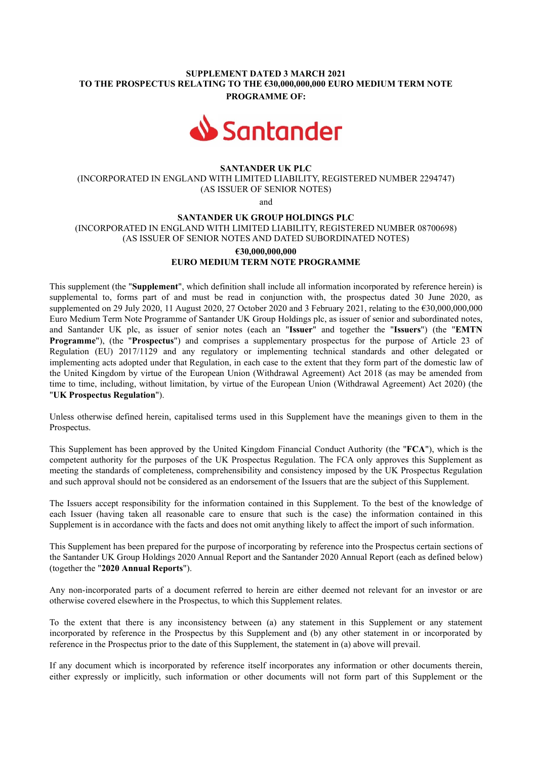**SUPPLEMENT DATED 3 MARCH 2021**
**TO THE PROSPECTUS RELATING TO THE €30,000,000,000 EURO MEDIUM TERM NOTE PROGRAMME OF:**

Santander

**SANTANDER UK PLC**
(INCORPORATED IN ENGLAND WITH LIMITED LIABILITY, REGISTERED NUMBER 2294747)
(AS ISSUER OF SENIOR NOTES)

and

**SANTANDER UK GROUP HOLDINGS PLC**
(INCORPORATED IN ENGLAND WITH LIMITED LIABILITY, REGISTERED NUMBER 08700698)
(AS ISSUER OF SENIOR NOTES AND DATED SUBORDINATED NOTES)

**€30,000,000,000**
**EURO MEDIUM TERM NOTE PROGRAMME**

This supplement (the "**Supplement**", which definition shall include all information incorporated by reference herein) is supplemental to, forms part of and must be read in conjunction with, the prospectus dated 30 June 2020, as supplemented on 29 July 2020, 11 August 2020, 27 October 2020 and 3 February 2021, relating to the €30,000,000,000 Euro Medium Term Note Programme of Santander UK Group Holdings plc, as issuer of senior and subordinated notes, and Santander UK plc, as issuer of senior notes (each an "**Issuer**" and together the "**Issuers**") (the "**EMTN Programme**"), (the "**Prospectus**") and comprises a supplementary prospectus for the purpose of Article 23 of Regulation (EU) 2017/1129 and any regulatory or implementing technical standards and other delegated or implementing acts adopted under that Regulation, in each case to the extent that they form part of the domestic law of the United Kingdom by virtue of the European Union (Withdrawal Agreement) Act 2018 (as may be amended from time to time, including, without limitation, by virtue of the European Union (Withdrawal Agreement) Act 2020) (the "**UK Prospectus Regulation**").

Unless otherwise defined herein, capitalised terms used in this Supplement have the meanings given to them in the Prospectus.

This Supplement has been approved by the United Kingdom Financial Conduct Authority (the "**FCA**"), which is the competent authority for the purposes of the UK Prospectus Regulation. The FCA only approves this Supplement as meeting the standards of completeness, comprehensibility and consistency imposed by the UK Prospectus Regulation and such approval should not be considered as an endorsement of the Issuers that are the subject of this Supplement.

The Issuers accept responsibility for the information contained in this Supplement. To the best of the knowledge of each Issuer (having taken all reasonable care to ensure that such is the case) the information contained in this Supplement is in accordance with the facts and does not omit anything likely to affect the import of such information.

This Supplement has been prepared for the purpose of incorporating by reference into the Prospectus certain sections of the Santander UK Group Holdings 2020 Annual Report and the Santander 2020 Annual Report (each as defined below) (together the "**2020 Annual Reports**").

Any non-incorporated parts of a document referred to herein are either deemed not relevant for an investor or are otherwise covered elsewhere in the Prospectus, to which this Supplement relates.

To the extent that there is any inconsistency between (a) any statement in this Supplement or any statement incorporated by reference in the Prospectus by this Supplement and (b) any other statement in or incorporated by reference in the Prospectus prior to the date of this Supplement, the statement in (a) above will prevail.

If any document which is incorporated by reference itself incorporates any information or other documents therein, either expressly or implicitly, such information or other documents will not form part of this Supplement or the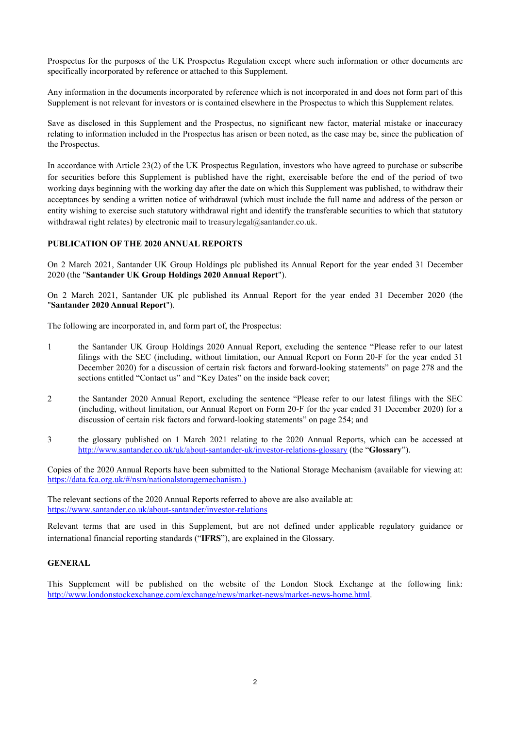Prospectus for the purposes of the UK Prospectus Regulation except where such information or other documents are specifically incorporated by reference or attached to this Supplement.

Any information in the documents incorporated by reference which is not incorporated in and does not form part of this Supplement is not relevant for investors or is contained elsewhere in the Prospectus to which this Supplement relates.

Save as disclosed in this Supplement and the Prospectus, no significant new factor, material mistake or inaccuracy relating to information included in the Prospectus has arisen or been noted, as the case may be, since the publication of the Prospectus.

In accordance with Article 23(2) of the UK Prospectus Regulation, investors who have agreed to purchase or subscribe for securities before this Supplement is published have the right, exercisable before the end of the period of two working days beginning with the working day after the date on which this Supplement was published, to withdraw their acceptances by sending a written notice of withdrawal (which must include the full name and address of the person or entity wishing to exercise such statutory withdrawal right and identify the transferable securities to which that statutory withdrawal right relates) by electronic mail to treasurylegal@santander.co.uk.

**PUBLICATION OF THE 2020 ANNUAL REPORTS**

On 2 March 2021, Santander UK Group Holdings plc published its Annual Report for the year ended 31 December 2020 (the "**Santander UK Group Holdings 2020 Annual Report**").

On 2 March 2021, Santander UK plc published its Annual Report for the year ended 31 December 2020 (the "**Santander 2020 Annual Report**").

The following are incorporated in, and form part of, the Prospectus:

1. the Santander UK Group Holdings 2020 Annual Report, excluding the sentence "Please refer to our latest filings with the SEC (including, without limitation, our Annual Report on Form 20-F for the year ended 31 December 2020) for a discussion of certain risk factors and forward-looking statements" on page 278 and the sections entitled "Contact us" and "Key Dates" on the inside back cover;

2. the Santander 2020 Annual Report, excluding the sentence "Please refer to our latest filings with the SEC (including, without limitation, our Annual Report on Form 20-F for the year ended 31 December 2020) for a discussion of certain risk factors and forward-looking statements" on page 254; and

3. the glossary published on 1 March 2021 relating to the 2020 Annual Reports, which can be accessed at http://www.santander.co.uk/uk/about-santander-uk/investor-relations-glossary (the "**Glossary**").

Copies of the 2020 Annual Reports have been submitted to the National Storage Mechanism (available for viewing at: https://data.fca.org.uk/#/nsm/nationalstoragemechanism.)

The relevant sections of the 2020 Annual Reports referred to above are also available at:
https://www.santander.co.uk/about-santander/investor-relations

Relevant terms that are used in this Supplement, but are not defined under applicable regulatory guidance or international financial reporting standards ("**IFRS**"), are explained in the Glossary.

**GENERAL**

This Supplement will be published on the website of the London Stock Exchange at the following link: http://www.londonstockexchange.com/exchange/news/market-news/market-news-home.html.